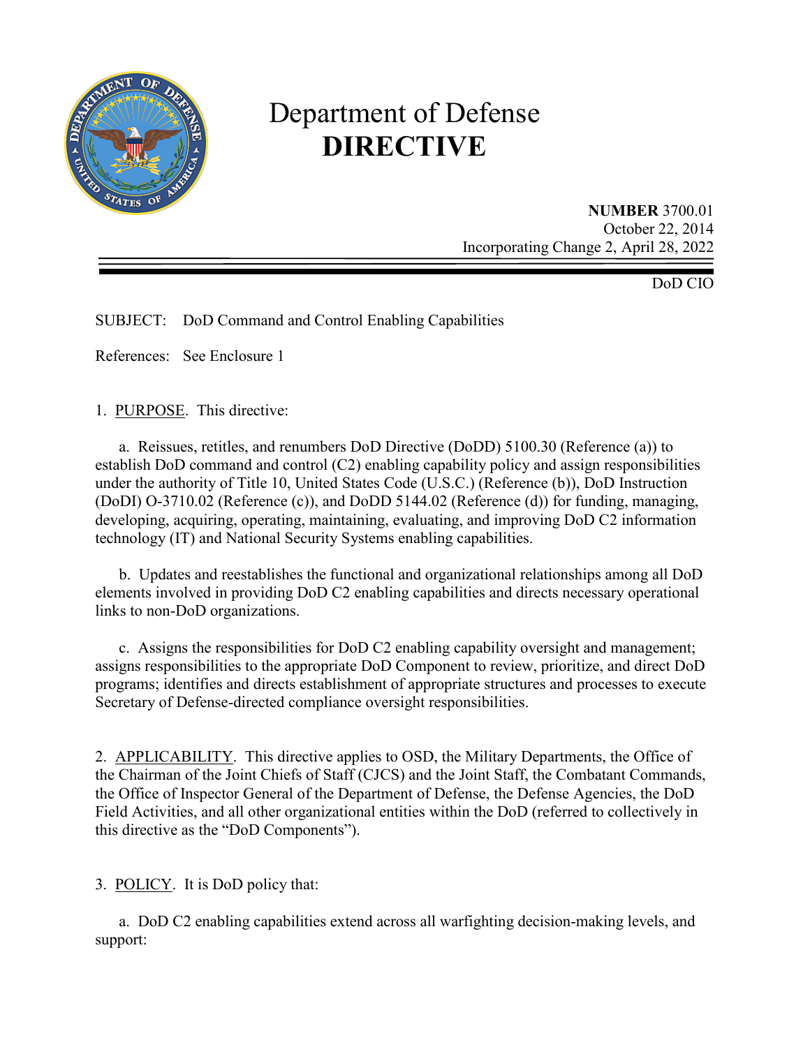# Department of Defense
# DIRECTIVE

**NUMBER** 3700.01
October 22, 2014
Incorporating Change 2, April 28, 2022

DoD CIO

SUBJECT: DoD Command and Control Enabling Capabilities

References: See Enclosure 1

1. PURPOSE. This directive:

   a. Reissues, retitles, and renumbers DoD Directive (DoDD) 5100.30 (Reference (a)) to establish DoD command and control (C2) enabling capability policy and assign responsibilities under the authority of Title 10, United States Code (U.S.C.) (Reference (b)), DoD Instruction (DoDI) O-3710.02 (Reference (c)), and DoDD 5144.02 (Reference (d)) for funding, managing, developing, acquiring, operating, maintaining, evaluating, and improving DoD C2 information technology (IT) and National Security Systems enabling capabilities.

   b. Updates and reestablishes the functional and organizational relationships among all DoD elements involved in providing DoD C2 enabling capabilities and directs necessary operational links to non-DoD organizations.

   c. Assigns the responsibilities for DoD C2 enabling capability oversight and management; assigns responsibilities to the appropriate DoD Component to review, prioritize, and direct DoD programs; identifies and directs establishment of appropriate structures and processes to execute Secretary of Defense-directed compliance oversight responsibilities.

2. APPLICABILITY. This directive applies to OSD, the Military Departments, the Office of the Chairman of the Joint Chiefs of Staff (CJCS) and the Joint Staff, the Combatant Commands, the Office of Inspector General of the Department of Defense, the Defense Agencies, the DoD Field Activities, and all other organizational entities within the DoD (referred to collectively in this directive as the "DoD Components").

3. POLICY. It is DoD policy that:

   a. DoD C2 enabling capabilities extend across all warfighting decision-making levels, and support: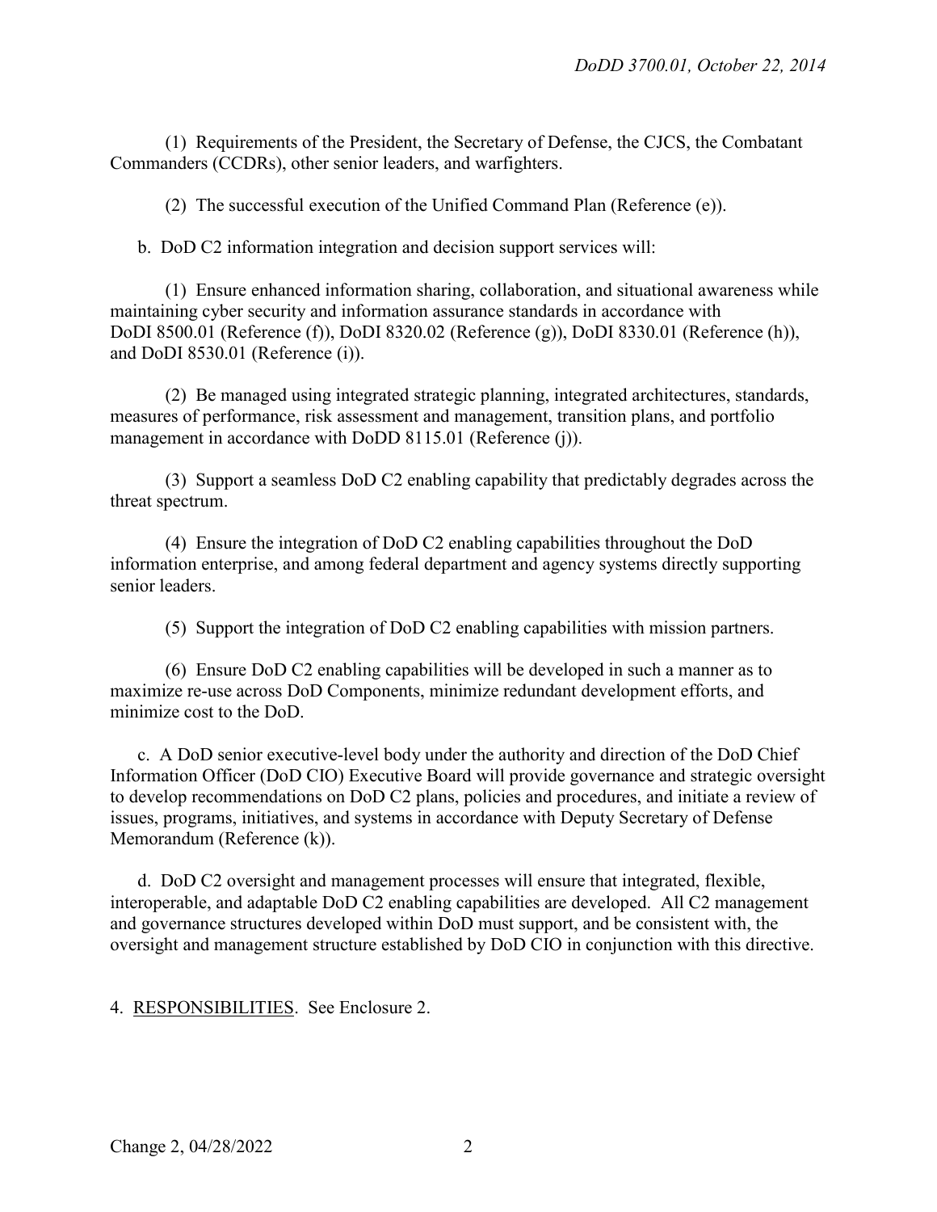(1) Requirements of the President, the Secretary of Defense, the CJCS, the Combatant Commanders (CCDRs), other senior leaders, and warfighters.

(2) The successful execution of the Unified Command Plan (Reference (e)).

b. DoD C2 information integration and decision support services will:

(1) Ensure enhanced information sharing, collaboration, and situational awareness while maintaining cyber security and information assurance standards in accordance with DoDI 8500.01 (Reference (f)), DoDI 8320.02 (Reference (g)), DoDI 8330.01 (Reference (h)), and DoDI 8530.01 (Reference (i)).

(2) Be managed using integrated strategic planning, integrated architectures, standards, measures of performance, risk assessment and management, transition plans, and portfolio management in accordance with DoDD 8115.01 (Reference (j)).

(3) Support a seamless DoD C2 enabling capability that predictably degrades across the threat spectrum.

(4) Ensure the integration of DoD C2 enabling capabilities throughout the DoD information enterprise, and among federal department and agency systems directly supporting senior leaders.

(5) Support the integration of DoD C2 enabling capabilities with mission partners.

(6) Ensure DoD C2 enabling capabilities will be developed in such a manner as to maximize re-use across DoD Components, minimize redundant development efforts, and minimize cost to the DoD.

c. A DoD senior executive-level body under the authority and direction of the DoD Chief Information Officer (DoD CIO) Executive Board will provide governance and strategic oversight to develop recommendations on DoD C2 plans, policies and procedures, and initiate a review of issues, programs, initiatives, and systems in accordance with Deputy Secretary of Defense Memorandum (Reference (k)).

d. DoD C2 oversight and management processes will ensure that integrated, flexible, interoperable, and adaptable DoD C2 enabling capabilities are developed. All C2 management and governance structures developed within DoD must support, and be consistent with, the oversight and management structure established by DoD CIO in conjunction with this directive.

4. RESPONSIBILITIES. See Enclosure 2.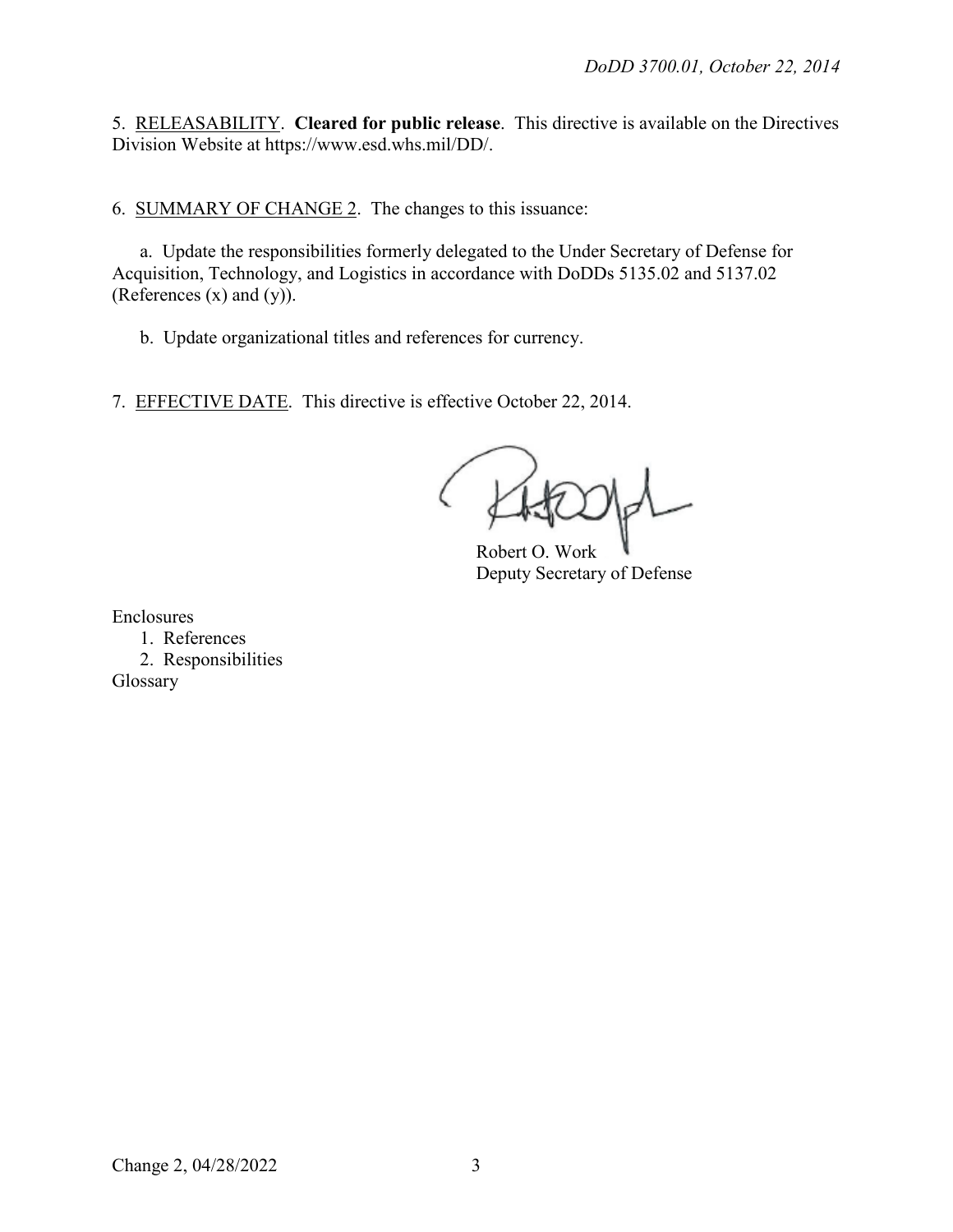5. RELEASABILITY. **Cleared for public release**. This directive is available on the Directives Division Website at https://www.esd.whs.mil/DD/.

6. SUMMARY OF CHANGE 2. The changes to this issuance:

a. Update the responsibilities formerly delegated to the Under Secretary of Defense for Acquisition, Technology, and Logistics in accordance with DoDDs 5135.02 and 5137.02 (References (x) and (y)).

b. Update organizational titles and references for currency.

7. EFFECTIVE DATE. This directive is effective October 22, 2014.

Robert O. Work
Deputy Secretary of Defense

Enclosures
1. References
2. Responsibilities

Glossary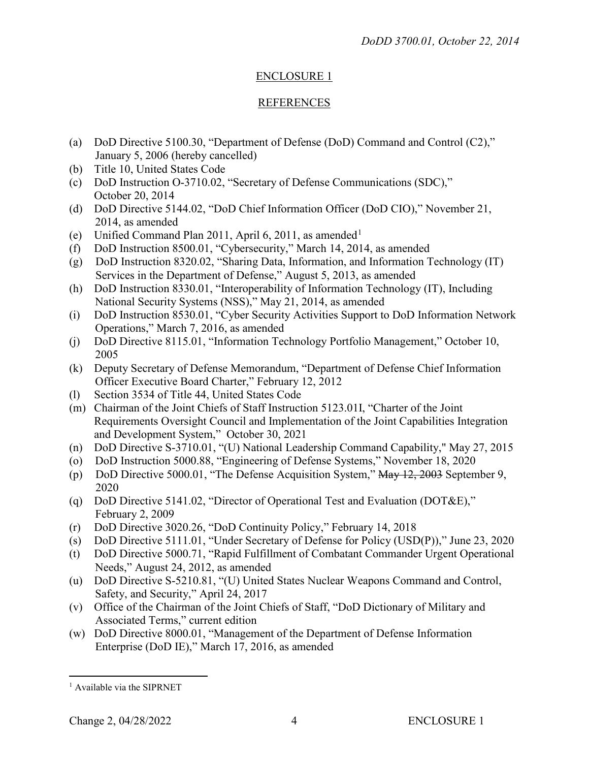## ENCLOSURE 1

## REFERENCES

(a) DoD Directive 5100.30, "Department of Defense (DoD) Command and Control (C2)," January 5, 2006 (hereby cancelled)
(b) Title 10, United States Code
(c) DoD Instruction O-3710.02, "Secretary of Defense Communications (SDC)," October 20, 2014
(d) DoD Directive 5144.02, "DoD Chief Information Officer (DoD CIO)," November 21, 2014, as amended
(e) Unified Command Plan 2011, April 6, 2011, as amended[1]
(f) DoD Instruction 8500.01, "Cybersecurity," March 14, 2014, as amended
(g) DoD Instruction 8320.02, "Sharing Data, Information, and Information Technology (IT) Services in the Department of Defense," August 5, 2013, as amended
(h) DoD Instruction 8330.01, "Interoperability of Information Technology (IT), Including National Security Systems (NSS)," May 21, 2014, as amended
(i) DoD Instruction 8530.01, "Cyber Security Activities Support to DoD Information Network Operations," March 7, 2016, as amended
(j) DoD Directive 8115.01, "Information Technology Portfolio Management," October 10, 2005
(k) Deputy Secretary of Defense Memorandum, "Department of Defense Chief Information Officer Executive Board Charter," February 12, 2012
(l) Section 3534 of Title 44, United States Code
(m) Chairman of the Joint Chiefs of Staff Instruction 5123.01I, "Charter of the Joint Requirements Oversight Council and Implementation of the Joint Capabilities Integration and Development System," October 30, 2021
(n) DoD Directive S-3710.01, "(U) National Leadership Command Capability," May 27, 2015
(o) DoD Instruction 5000.88, "Engineering of Defense Systems," November 18, 2020
(p) DoD Directive 5000.01, "The Defense Acquisition System," ~~May 12, 2003~~ September 9, 2020
(q) DoD Directive 5141.02, "Director of Operational Test and Evaluation (DOT&E)," February 2, 2009
(r) DoD Directive 3020.26, "DoD Continuity Policy," February 14, 2018
(s) DoD Directive 5111.01, "Under Secretary of Defense for Policy (USD(P))," June 23, 2020
(t) DoD Directive 5000.71, "Rapid Fulfillment of Combatant Commander Urgent Operational Needs," August 24, 2012, as amended
(u) DoD Directive S-5210.81, "(U) United States Nuclear Weapons Command and Control, Safety, and Security," April 24, 2017
(v) Office of the Chairman of the Joint Chiefs of Staff, "DoD Dictionary of Military and Associated Terms," current edition
(w) DoD Directive 8000.01, "Management of the Department of Defense Information Enterprise (DoD IE)," March 17, 2016, as amended

---

[1] Available via the SIPRNET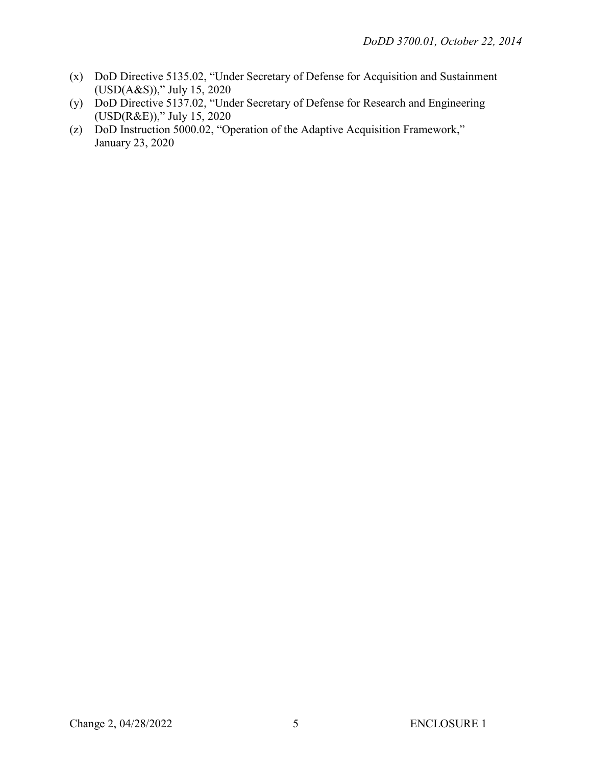(x) DoD Directive 5135.02, "Under Secretary of Defense for Acquisition and Sustainment (USD(A&S))," July 15, 2020

(y) DoD Directive 5137.02, "Under Secretary of Defense for Research and Engineering (USD(R&E))," July 15, 2020

(z) DoD Instruction 5000.02, "Operation of the Adaptive Acquisition Framework," January 23, 2020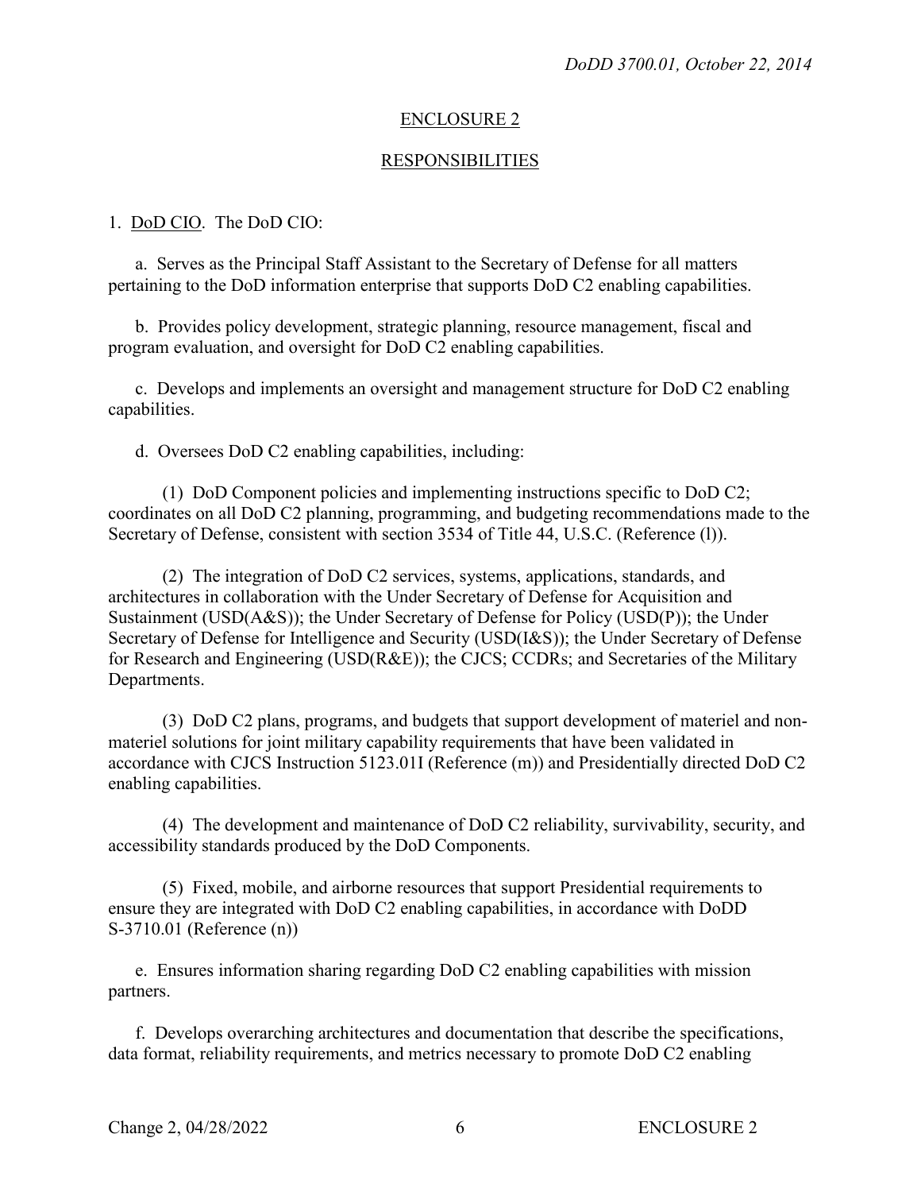## ENCLOSURE 2

## RESPONSIBILITIES

1. DoD CIO. The DoD CIO:

   a. Serves as the Principal Staff Assistant to the Secretary of Defense for all matters pertaining to the DoD information enterprise that supports DoD C2 enabling capabilities.

   b. Provides policy development, strategic planning, resource management, fiscal and program evaluation, and oversight for DoD C2 enabling capabilities.

   c. Develops and implements an oversight and management structure for DoD C2 enabling capabilities.

   d. Oversees DoD C2 enabling capabilities, including:

      (1) DoD Component policies and implementing instructions specific to DoD C2; coordinates on all DoD C2 planning, programming, and budgeting recommendations made to the Secretary of Defense, consistent with section 3534 of Title 44, U.S.C. (Reference (l)).

      (2) The integration of DoD C2 services, systems, applications, standards, and architectures in collaboration with the Under Secretary of Defense for Acquisition and Sustainment (USD(A&S)); the Under Secretary of Defense for Policy (USD(P)); the Under Secretary of Defense for Intelligence and Security (USD(I&S)); the Under Secretary of Defense for Research and Engineering (USD(R&E)); the CJCS; CCDRs; and Secretaries of the Military Departments.

      (3) DoD C2 plans, programs, and budgets that support development of materiel and non-materiel solutions for joint military capability requirements that have been validated in accordance with CJCS Instruction 5123.01I (Reference (m)) and Presidentially directed DoD C2 enabling capabilities.

      (4) The development and maintenance of DoD C2 reliability, survivability, security, and accessibility standards produced by the DoD Components.

      (5) Fixed, mobile, and airborne resources that support Presidential requirements to ensure they are integrated with DoD C2 enabling capabilities, in accordance with DoDD S-3710.01 (Reference (n))

   e. Ensures information sharing regarding DoD C2 enabling capabilities with mission partners.

   f. Develops overarching architectures and documentation that describe the specifications, data format, reliability requirements, and metrics necessary to promote DoD C2 enabling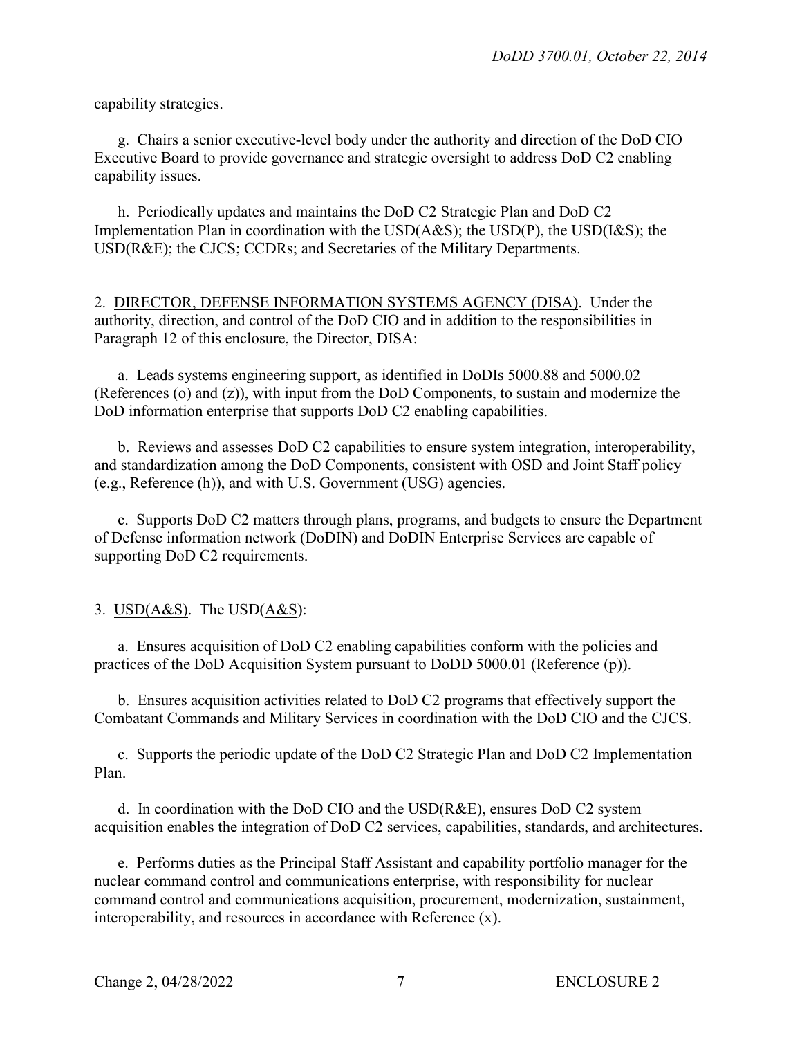capability strategies.

g. Chairs a senior executive-level body under the authority and direction of the DoD CIO Executive Board to provide governance and strategic oversight to address DoD C2 enabling capability issues.

h. Periodically updates and maintains the DoD C2 Strategic Plan and DoD C2 Implementation Plan in coordination with the USD(A&S); the USD(P), the USD(I&S); the USD(R&E); the CJCS; CCDRs; and Secretaries of the Military Departments.

2. DIRECTOR, DEFENSE INFORMATION SYSTEMS AGENCY (DISA). Under the authority, direction, and control of the DoD CIO and in addition to the responsibilities in Paragraph 12 of this enclosure, the Director, DISA:

a. Leads systems engineering support, as identified in DoDIs 5000.88 and 5000.02 (References (o) and (z)), with input from the DoD Components, to sustain and modernize the DoD information enterprise that supports DoD C2 enabling capabilities.

b. Reviews and assesses DoD C2 capabilities to ensure system integration, interoperability, and standardization among the DoD Components, consistent with OSD and Joint Staff policy (e.g., Reference (h)), and with U.S. Government (USG) agencies.

c. Supports DoD C2 matters through plans, programs, and budgets to ensure the Department of Defense information network (DoDIN) and DoDIN Enterprise Services are capable of supporting DoD C2 requirements.

3. USD(A&S). The USD(A&S):

a. Ensures acquisition of DoD C2 enabling capabilities conform with the policies and practices of the DoD Acquisition System pursuant to DoDD 5000.01 (Reference (p)).

b. Ensures acquisition activities related to DoD C2 programs that effectively support the Combatant Commands and Military Services in coordination with the DoD CIO and the CJCS.

c. Supports the periodic update of the DoD C2 Strategic Plan and DoD C2 Implementation Plan.

d. In coordination with the DoD CIO and the USD(R&E), ensures DoD C2 system acquisition enables the integration of DoD C2 services, capabilities, standards, and architectures.

e. Performs duties as the Principal Staff Assistant and capability portfolio manager for the nuclear command control and communications enterprise, with responsibility for nuclear command control and communications acquisition, procurement, modernization, sustainment, interoperability, and resources in accordance with Reference (x).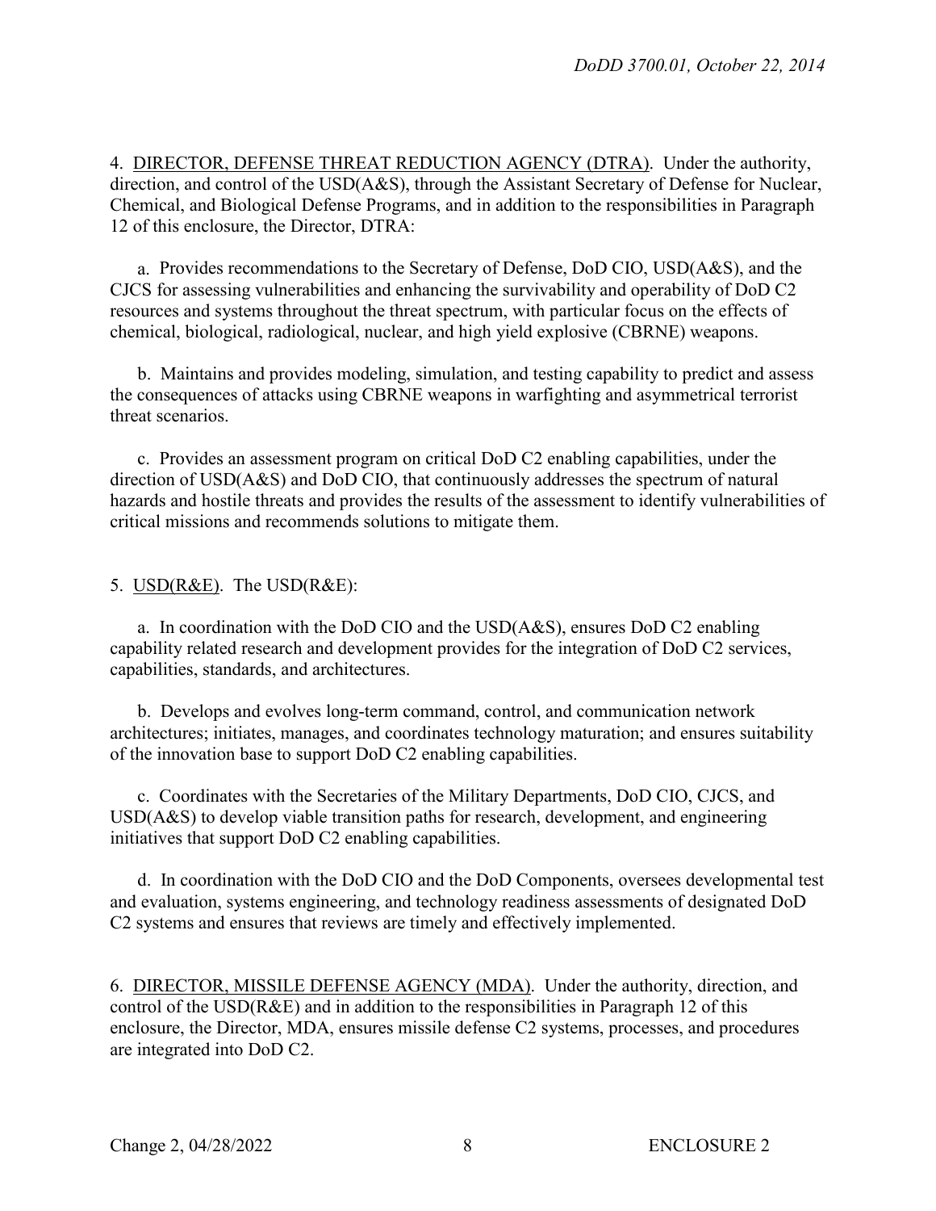4. DIRECTOR, DEFENSE THREAT REDUCTION AGENCY (DTRA). Under the authority, direction, and control of the USD(A&S), through the Assistant Secretary of Defense for Nuclear, Chemical, and Biological Defense Programs, and in addition to the responsibilities in Paragraph 12 of this enclosure, the Director, DTRA:

a. Provides recommendations to the Secretary of Defense, DoD CIO, USD(A&S), and the CJCS for assessing vulnerabilities and enhancing the survivability and operability of DoD C2 resources and systems throughout the threat spectrum, with particular focus on the effects of chemical, biological, radiological, nuclear, and high yield explosive (CBRNE) weapons.

b. Maintains and provides modeling, simulation, and testing capability to predict and assess the consequences of attacks using CBRNE weapons in warfighting and asymmetrical terrorist threat scenarios.

c. Provides an assessment program on critical DoD C2 enabling capabilities, under the direction of USD(A&S) and DoD CIO, that continuously addresses the spectrum of natural hazards and hostile threats and provides the results of the assessment to identify vulnerabilities of critical missions and recommends solutions to mitigate them.

5. USD(R&E). The USD(R&E):

a. In coordination with the DoD CIO and the USD(A&S), ensures DoD C2 enabling capability related research and development provides for the integration of DoD C2 services, capabilities, standards, and architectures.

b. Develops and evolves long-term command, control, and communication network architectures; initiates, manages, and coordinates technology maturation; and ensures suitability of the innovation base to support DoD C2 enabling capabilities.

c. Coordinates with the Secretaries of the Military Departments, DoD CIO, CJCS, and USD(A&S) to develop viable transition paths for research, development, and engineering initiatives that support DoD C2 enabling capabilities.

d. In coordination with the DoD CIO and the DoD Components, oversees developmental test and evaluation, systems engineering, and technology readiness assessments of designated DoD C2 systems and ensures that reviews are timely and effectively implemented.

6. DIRECTOR, MISSILE DEFENSE AGENCY (MDA). Under the authority, direction, and control of the USD(R&E) and in addition to the responsibilities in Paragraph 12 of this enclosure, the Director, MDA, ensures missile defense C2 systems, processes, and procedures are integrated into DoD C2.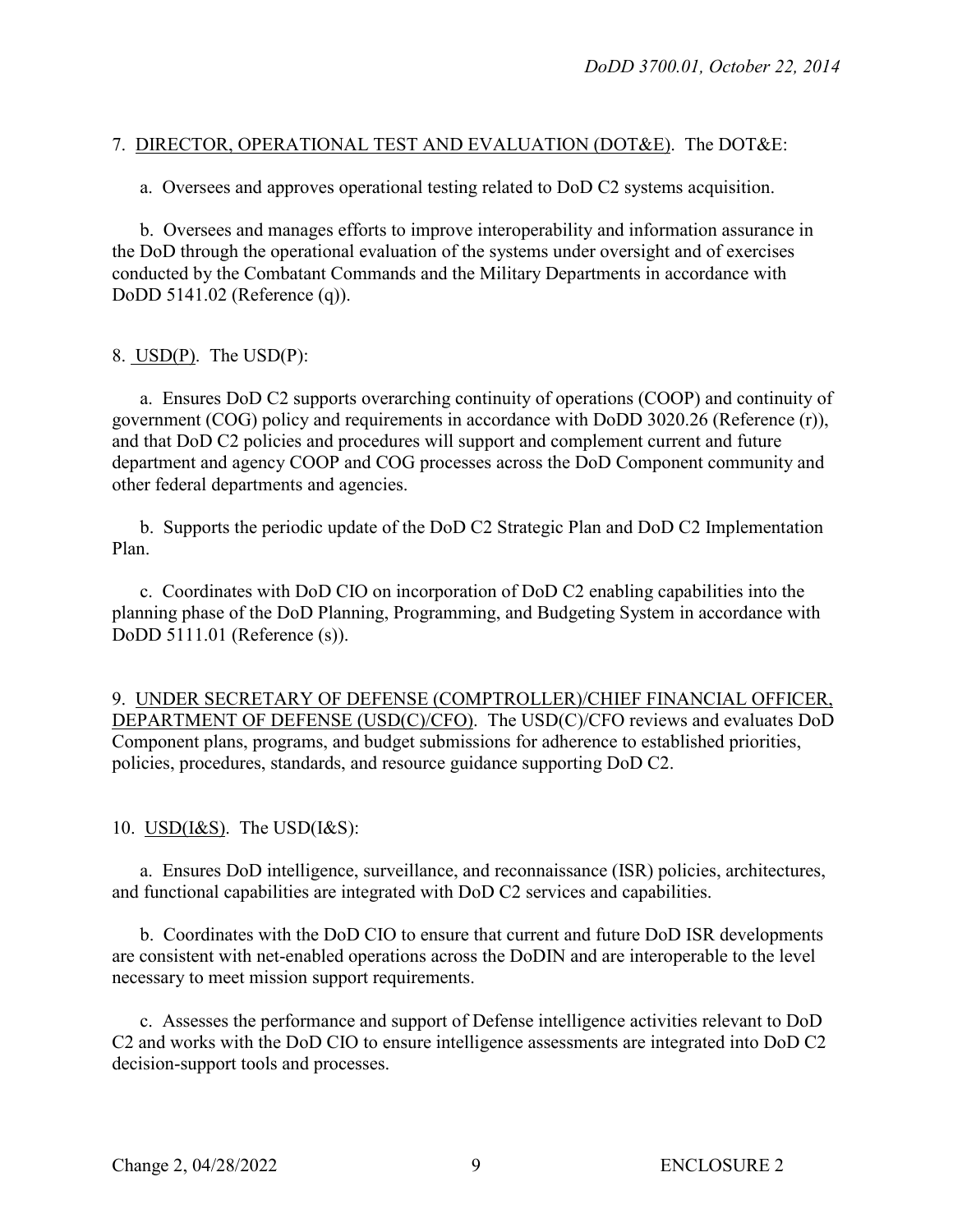7. DIRECTOR, OPERATIONAL TEST AND EVALUATION (DOT&E). The DOT&E:

a. Oversees and approves operational testing related to DoD C2 systems acquisition.

b. Oversees and manages efforts to improve interoperability and information assurance in the DoD through the operational evaluation of the systems under oversight and of exercises conducted by the Combatant Commands and the Military Departments in accordance with DoDD 5141.02 (Reference (q)).

8. USD(P). The USD(P):

a. Ensures DoD C2 supports overarching continuity of operations (COOP) and continuity of government (COG) policy and requirements in accordance with DoDD 3020.26 (Reference (r)), and that DoD C2 policies and procedures will support and complement current and future department and agency COOP and COG processes across the DoD Component community and other federal departments and agencies.

b. Supports the periodic update of the DoD C2 Strategic Plan and DoD C2 Implementation Plan.

c. Coordinates with DoD CIO on incorporation of DoD C2 enabling capabilities into the planning phase of the DoD Planning, Programming, and Budgeting System in accordance with DoDD 5111.01 (Reference (s)).

9. UNDER SECRETARY OF DEFENSE (COMPTROLLER)/CHIEF FINANCIAL OFFICER, DEPARTMENT OF DEFENSE (USD(C)/CFO). The USD(C)/CFO reviews and evaluates DoD Component plans, programs, and budget submissions for adherence to established priorities, policies, procedures, standards, and resource guidance supporting DoD C2.

10. USD(I&S). The USD(I&S):

a. Ensures DoD intelligence, surveillance, and reconnaissance (ISR) policies, architectures, and functional capabilities are integrated with DoD C2 services and capabilities.

b. Coordinates with the DoD CIO to ensure that current and future DoD ISR developments are consistent with net-enabled operations across the DoDIN and are interoperable to the level necessary to meet mission support requirements.

c. Assesses the performance and support of Defense intelligence activities relevant to DoD C2 and works with the DoD CIO to ensure intelligence assessments are integrated into DoD C2 decision-support tools and processes.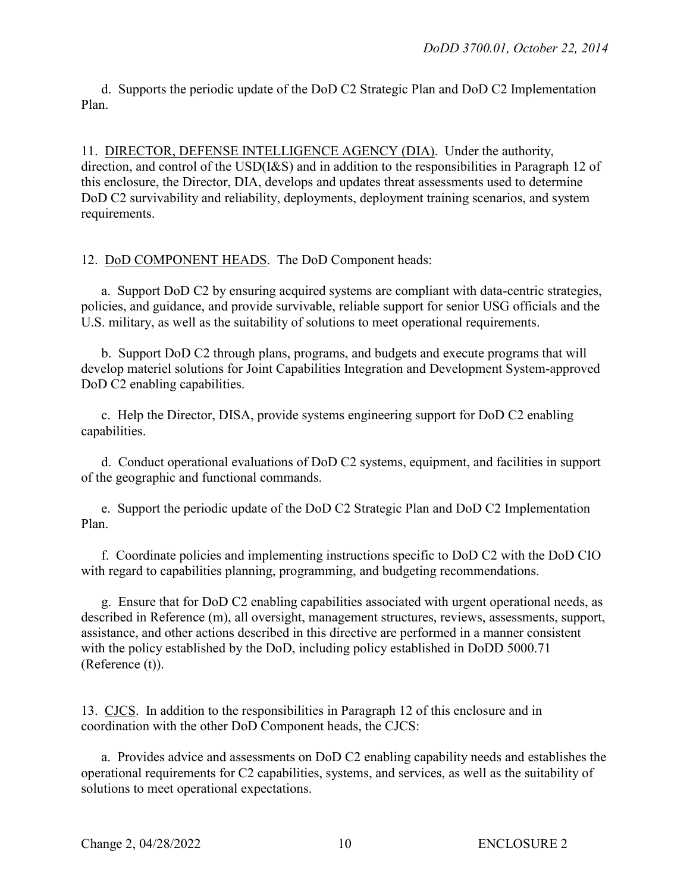d. Supports the periodic update of the DoD C2 Strategic Plan and DoD C2 Implementation Plan.

11. DIRECTOR, DEFENSE INTELLIGENCE AGENCY (DIA). Under the authority, direction, and control of the USD(I&S) and in addition to the responsibilities in Paragraph 12 of this enclosure, the Director, DIA, develops and updates threat assessments used to determine DoD C2 survivability and reliability, deployments, deployment training scenarios, and system requirements.

12. DoD COMPONENT HEADS. The DoD Component heads:

a. Support DoD C2 by ensuring acquired systems are compliant with data-centric strategies, policies, and guidance, and provide survivable, reliable support for senior USG officials and the U.S. military, as well as the suitability of solutions to meet operational requirements.

b. Support DoD C2 through plans, programs, and budgets and execute programs that will develop materiel solutions for Joint Capabilities Integration and Development System-approved DoD C2 enabling capabilities.

c. Help the Director, DISA, provide systems engineering support for DoD C2 enabling capabilities.

d. Conduct operational evaluations of DoD C2 systems, equipment, and facilities in support of the geographic and functional commands.

e. Support the periodic update of the DoD C2 Strategic Plan and DoD C2 Implementation Plan.

f. Coordinate policies and implementing instructions specific to DoD C2 with the DoD CIO with regard to capabilities planning, programming, and budgeting recommendations.

g. Ensure that for DoD C2 enabling capabilities associated with urgent operational needs, as described in Reference (m), all oversight, management structures, reviews, assessments, support, assistance, and other actions described in this directive are performed in a manner consistent with the policy established by the DoD, including policy established in DoDD 5000.71 (Reference (t)).

13. CJCS. In addition to the responsibilities in Paragraph 12 of this enclosure and in coordination with the other DoD Component heads, the CJCS:

a. Provides advice and assessments on DoD C2 enabling capability needs and establishes the operational requirements for C2 capabilities, systems, and services, as well as the suitability of solutions to meet operational expectations.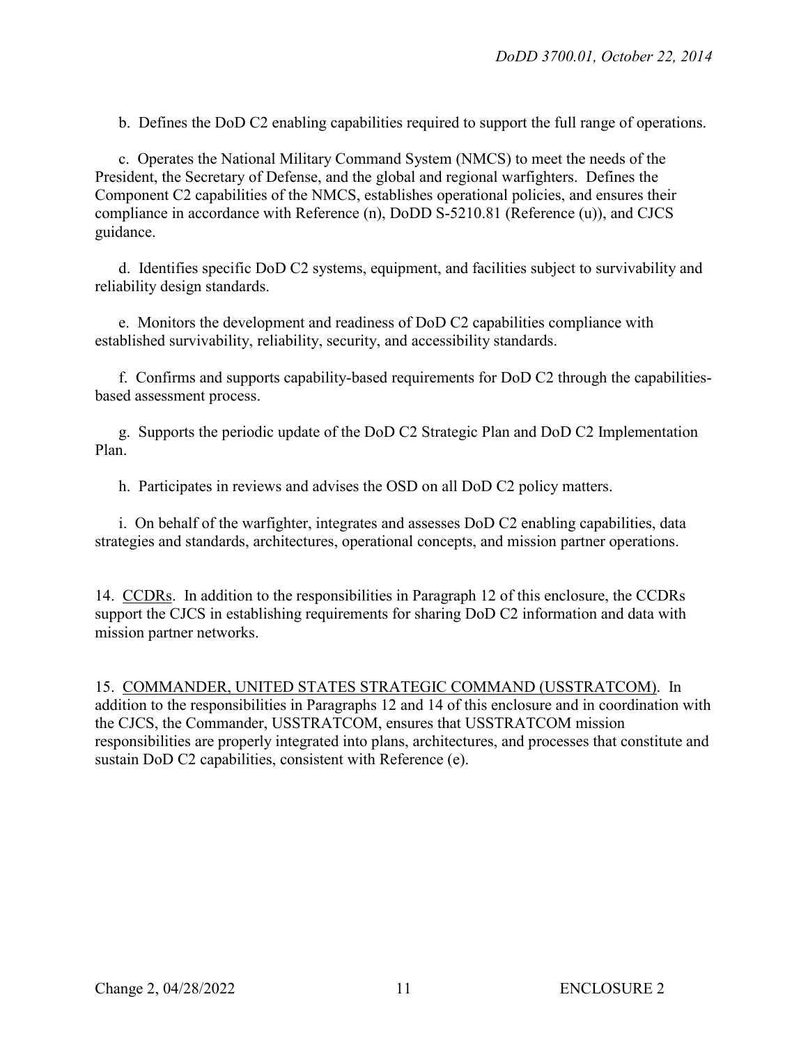b. Defines the DoD C2 enabling capabilities required to support the full range of operations.

c. Operates the National Military Command System (NMCS) to meet the needs of the President, the Secretary of Defense, and the global and regional warfighters. Defines the Component C2 capabilities of the NMCS, establishes operational policies, and ensures their compliance in accordance with Reference (n), DoDD S-5210.81 (Reference (u)), and CJCS guidance.

d. Identifies specific DoD C2 systems, equipment, and facilities subject to survivability and reliability design standards.

e. Monitors the development and readiness of DoD C2 capabilities compliance with established survivability, reliability, security, and accessibility standards.

f. Confirms and supports capability-based requirements for DoD C2 through the capabilities-based assessment process.

g. Supports the periodic update of the DoD C2 Strategic Plan and DoD C2 Implementation Plan.

h. Participates in reviews and advises the OSD on all DoD C2 policy matters.

i. On behalf of the warfighter, integrates and assesses DoD C2 enabling capabilities, data strategies and standards, architectures, operational concepts, and mission partner operations.

14. CCDRs. In addition to the responsibilities in Paragraph 12 of this enclosure, the CCDRs support the CJCS in establishing requirements for sharing DoD C2 information and data with mission partner networks.

15. COMMANDER, UNITED STATES STRATEGIC COMMAND (USSTRATCOM). In addition to the responsibilities in Paragraphs 12 and 14 of this enclosure and in coordination with the CJCS, the Commander, USSTRATCOM, ensures that USSTRATCOM mission responsibilities are properly integrated into plans, architectures, and processes that constitute and sustain DoD C2 capabilities, consistent with Reference (e).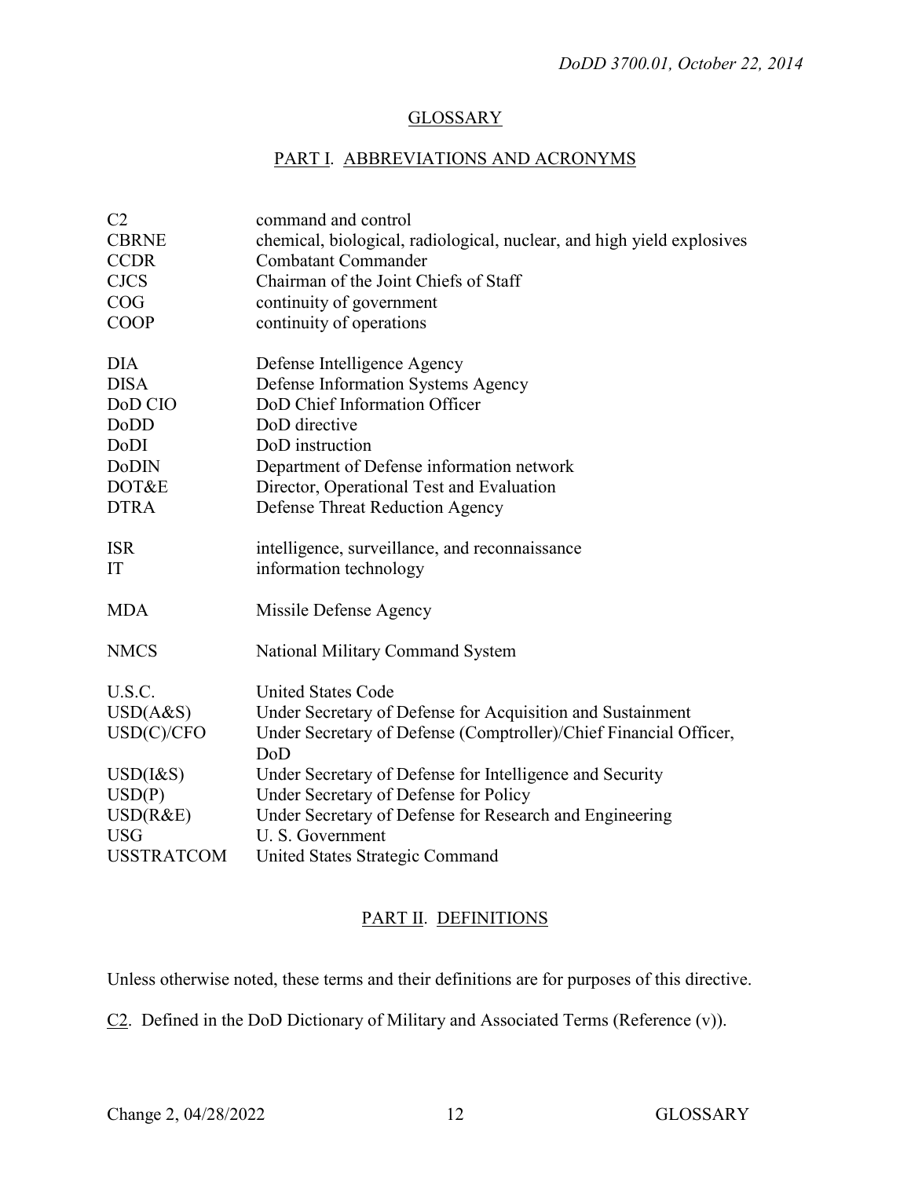## GLOSSARY

### PART I. ABBREVIATIONS AND ACRONYMS

| | |
|---|---|
| C2 | command and control |
| CBRNE | chemical, biological, radiological, nuclear, and high yield explosives |
| CCDR | Combatant Commander |
| CJCS | Chairman of the Joint Chiefs of Staff |
| COG | continuity of government |
| COOP | continuity of operations |
| DIA | Defense Intelligence Agency |
| DISA | Defense Information Systems Agency |
| DoD CIO | DoD Chief Information Officer |
| DoDD | DoD directive |
| DoDI | DoD instruction |
| DoDIN | Department of Defense information network |
| DOT&E | Director, Operational Test and Evaluation |
| DTRA | Defense Threat Reduction Agency |
| ISR | intelligence, surveillance, and reconnaissance |
| IT | information technology |
| MDA | Missile Defense Agency |
| NMCS | National Military Command System |
| U.S.C. | United States Code |
| USD(A&S) | Under Secretary of Defense for Acquisition and Sustainment |
| USD(C)/CFO | Under Secretary of Defense (Comptroller)/Chief Financial Officer, DoD |
| USD(I&S) | Under Secretary of Defense for Intelligence and Security |
| USD(P) | Under Secretary of Defense for Policy |
| USD(R&E) | Under Secretary of Defense for Research and Engineering |
| USG | U. S. Government |
| USSTRATCOM | United States Strategic Command |

### PART II. DEFINITIONS

Unless otherwise noted, these terms and their definitions are for purposes of this directive.

C2. Defined in the DoD Dictionary of Military and Associated Terms (Reference (v)).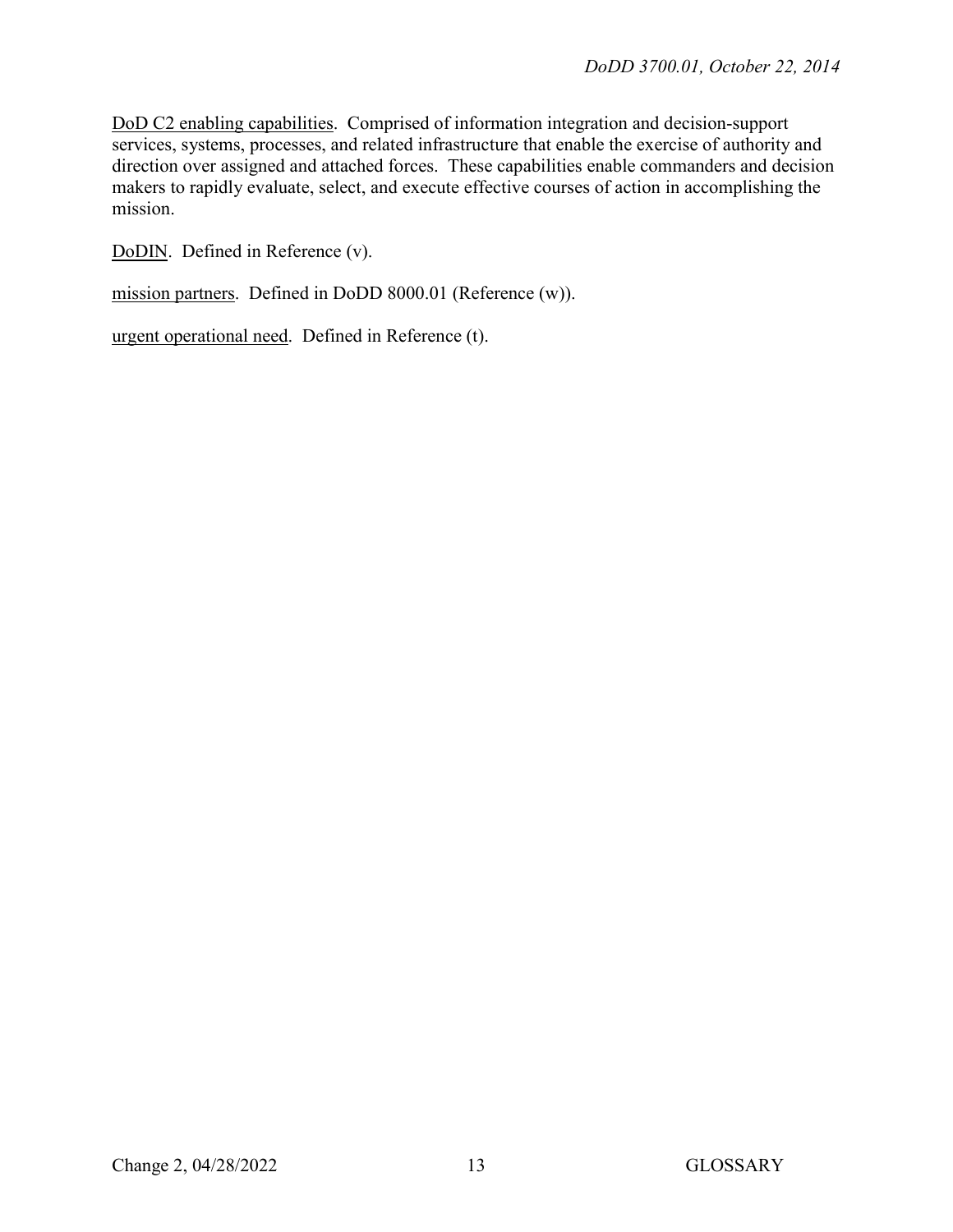DoD C2 enabling capabilities. Comprised of information integration and decision-support services, systems, processes, and related infrastructure that enable the exercise of authority and direction over assigned and attached forces. These capabilities enable commanders and decision makers to rapidly evaluate, select, and execute effective courses of action in accomplishing the mission.

DoDIN. Defined in Reference (v).

mission partners. Defined in DoDD 8000.01 (Reference (w)).

urgent operational need. Defined in Reference (t).